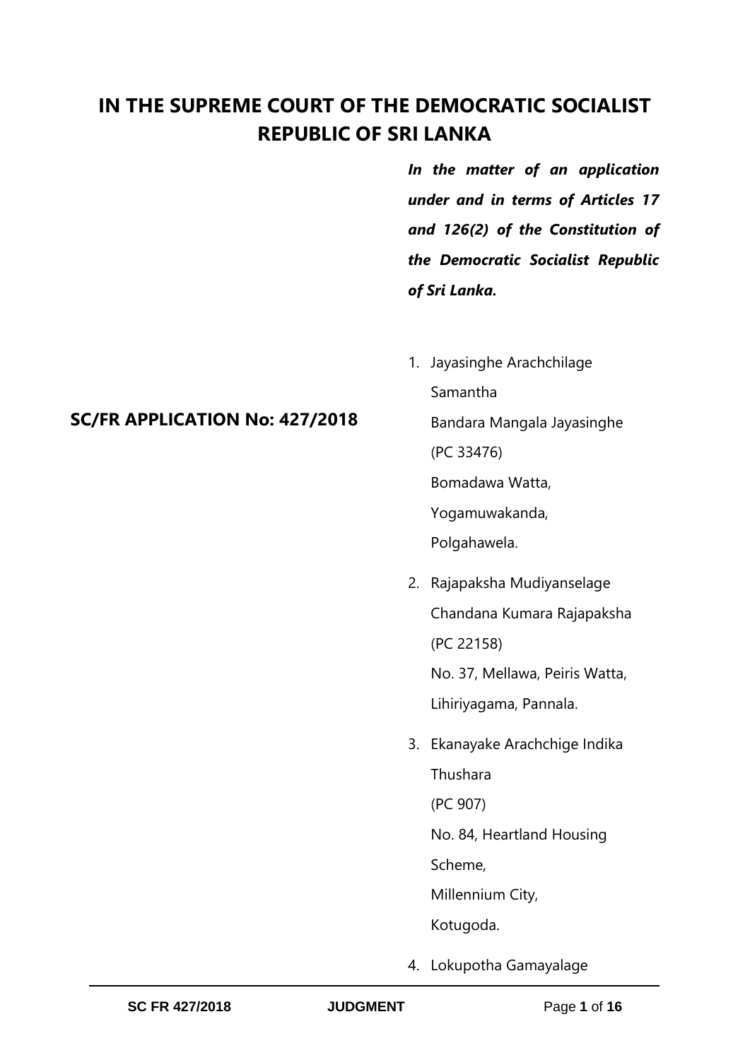# IN THE SUPREME COURT OF THE DEMOCRATIC SOCIALIST REPUBLIC OF SRI LANKA

***In the matter of an application under and in terms of Articles 17 and 126(2) of the Constitution of the Democratic Socialist Republic of Sri Lanka.***

**SC/FR APPLICATION No: 427/2018**

1. Jayasinghe Arachchilage Samantha Bandara Mangala Jayasinghe
   (PC 33476)
   Bomadawa Watta,
   Yogamuwakanda,
   Polgahawela.

2. Rajapaksha Mudiyanselage Chandana Kumara Rajapaksha
   (PC 22158)
   No. 37, Mellawa, Peiris Watta,
   Lihiriyagama, Pannala.

3. Ekanayake Arachchige Indika Thushara
   (PC 907)
   No. 84, Heartland Housing Scheme,
   Millennium City,
   Kotugoda.

4. Lokupotha Gamayalage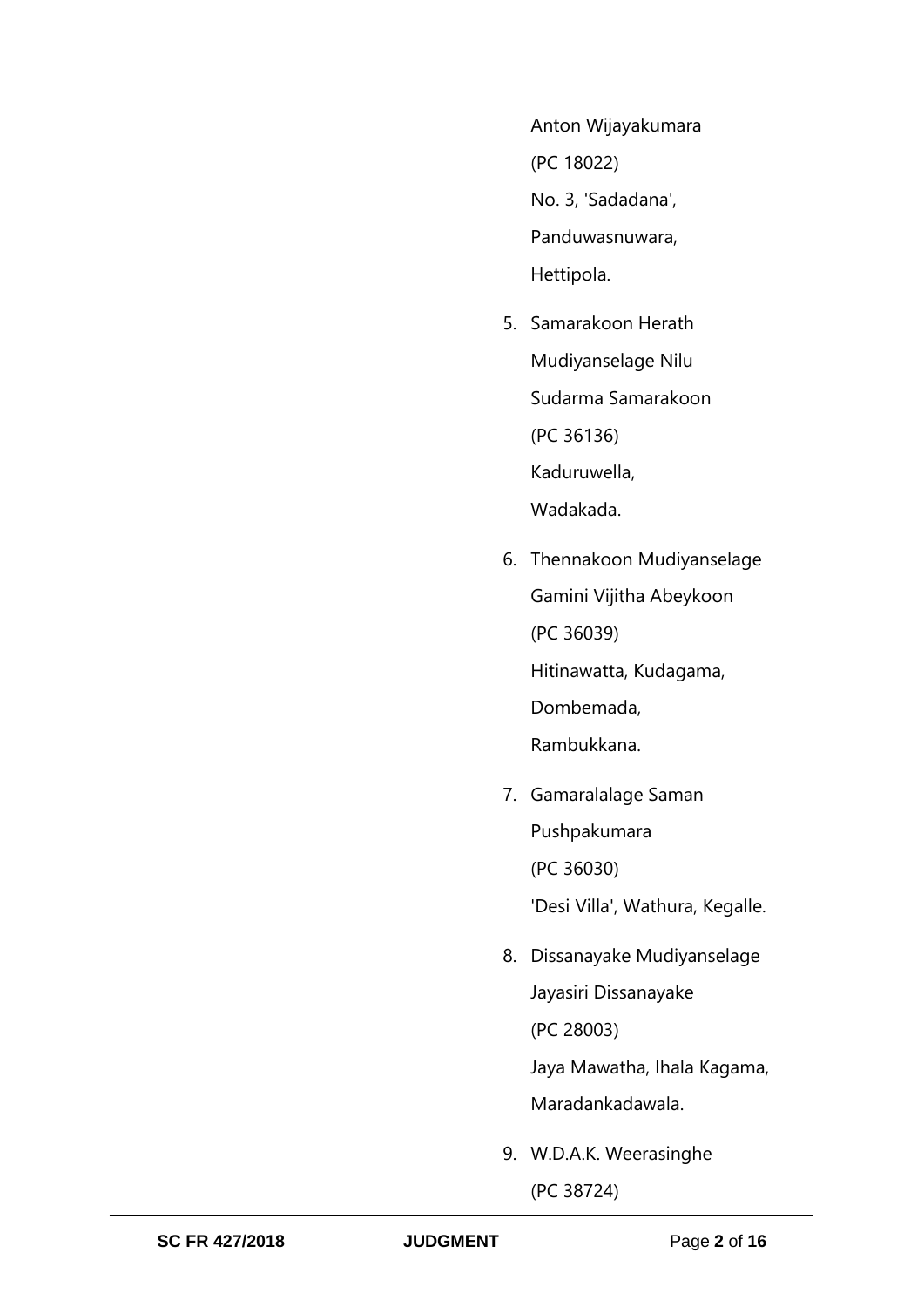Anton Wijayakumara

(PC 18022)

No. 3, 'Sadadana',

Panduwasnuwara,

Hettipola.

5. Samarakoon Herath Mudiyanselage Nilu Sudarma Samarakoon
   (PC 36136)
   Kaduruwella,
   Wadakada.

6. Thennakoon Mudiyanselage Gamini Vijitha Abeykoon
   (PC 36039)
   Hitinawatta, Kudagama,
   Dombemada,
   Rambukkana.

7. Gamaralalage Saman Pushpakumara
   (PC 36030)
   'Desi Villa', Wathura, Kegalle.

8. Dissanayake Mudiyanselage Jayasiri Dissanayake
   (PC 28003)
   Jaya Mawatha, Ihala Kagama,
   Maradankadawala.

9. W.D.A.K. Weerasinghe
   (PC 38724)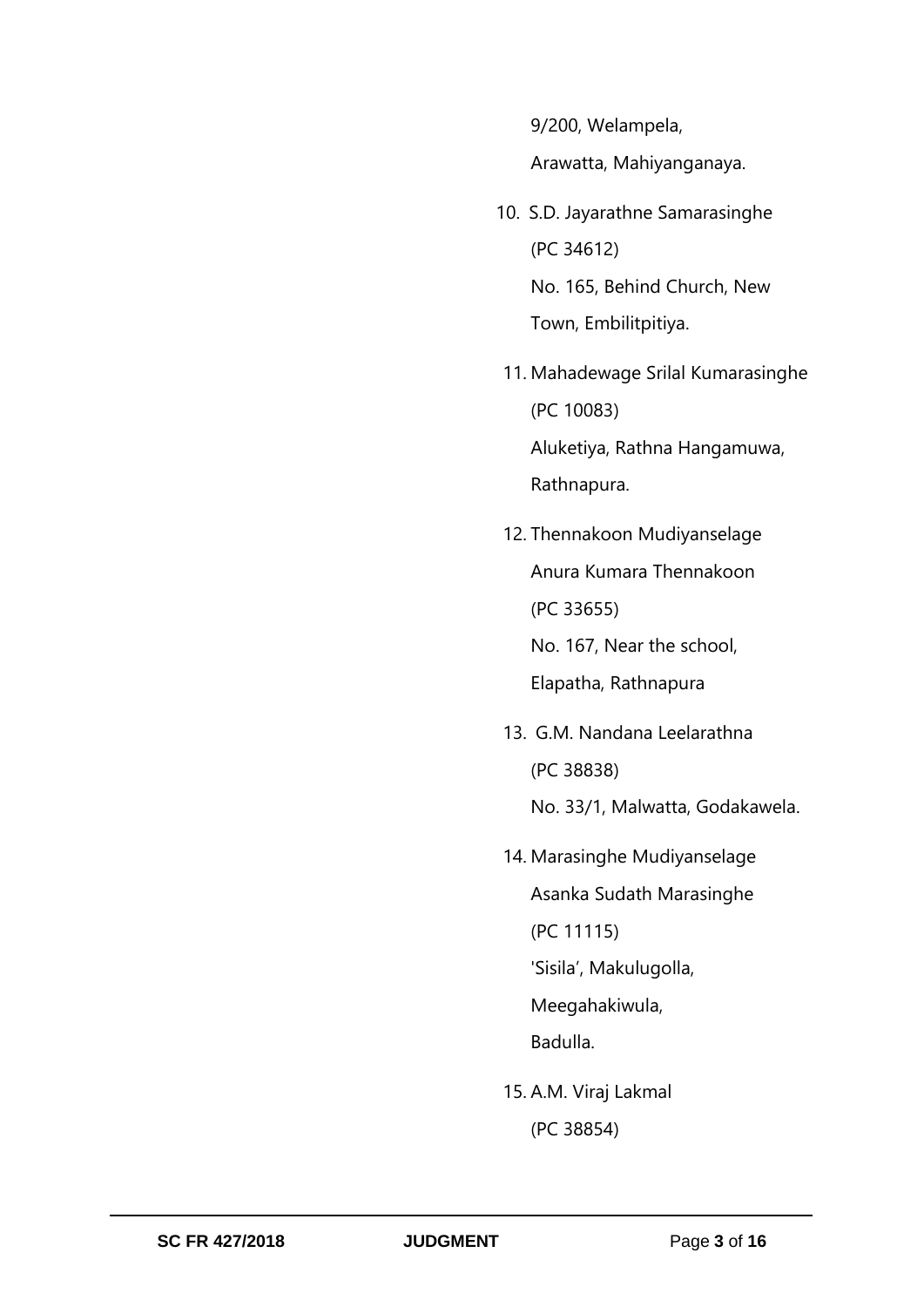9/200, Welampela,

Arawatta, Mahiyanganaya.

10. S.D. Jayarathne Samarasinghe

    (PC 34612)

    No. 165, Behind Church, New Town, Embilitpitiya.

11. Mahadewage Srilal Kumarasinghe

    (PC 10083)

    Aluketiya, Rathna Hangamuwa, Rathnapura.

12. Thennakoon Mudiyanselage Anura Kumara Thennakoon

    (PC 33655)

    No. 167, Near the school, Elapatha, Rathnapura

13. G.M. Nandana Leelarathna

    (PC 38838)

    No. 33/1, Malwatta, Godakawela.

14. Marasinghe Mudiyanselage Asanka Sudath Marasinghe

    (PC 11115)

    'Sisila', Makulugolla, Meegahakiwula, Badulla.

15. A.M. Viraj Lakmal

    (PC 38854)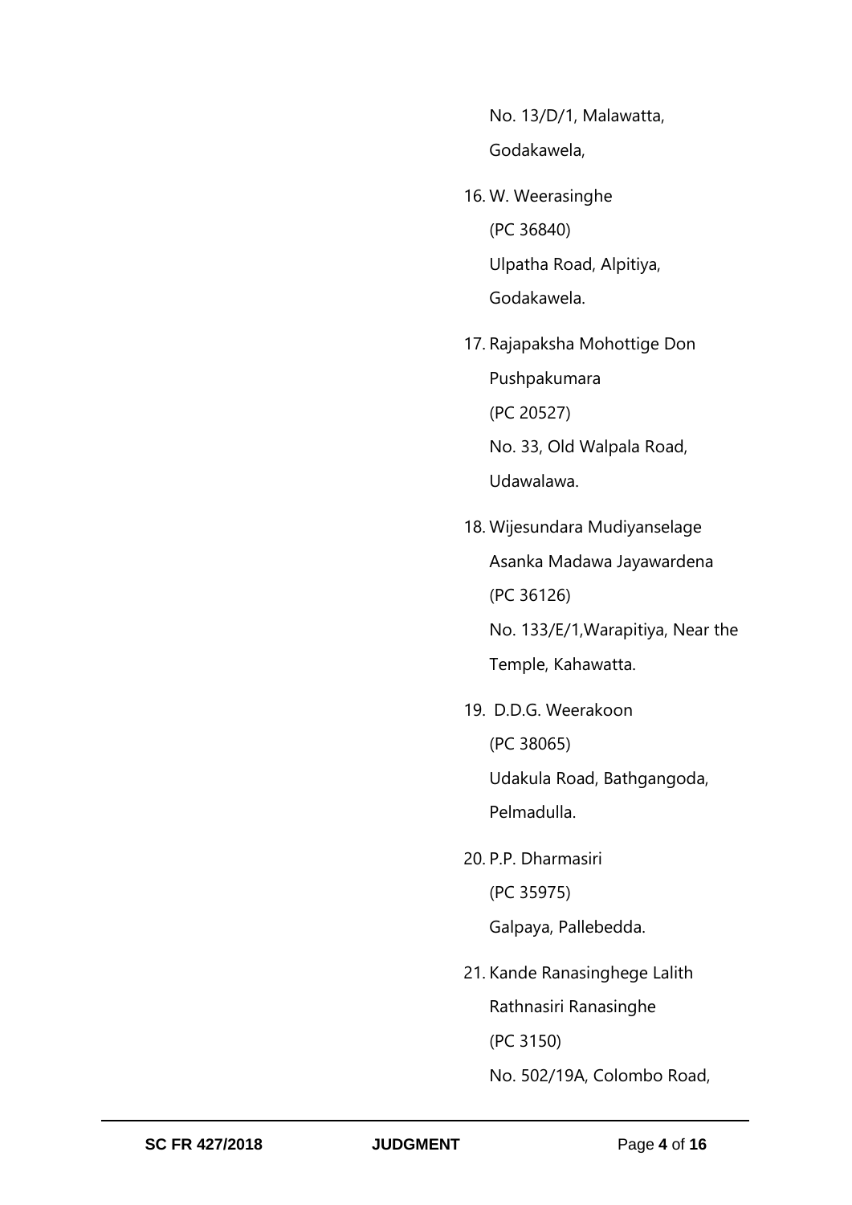No. 13/D/1, Malawatta,

Godakawela,

16. W. Weerasinghe

    (PC 36840)

    Ulpatha Road, Alpitiya,

    Godakawela.

17. Rajapaksha Mohottige Don

    Pushpakumara

    (PC 20527)

    No. 33, Old Walpala Road,

    Udawalawa.

18. Wijesundara Mudiyanselage

    Asanka Madawa Jayawardena

    (PC 36126)

    No. 133/E/1,Warapitiya, Near the

    Temple, Kahawatta.

19. D.D.G. Weerakoon

    (PC 38065)

    Udakula Road, Bathgangoda,

    Pelmadulla.

20. P.P. Dharmasiri

    (PC 35975)

    Galpaya, Pallebedda.

21. Kande Ranasinghege Lalith

    Rathnasiri Ranasinghe

    (PC 3150)

    No. 502/19A, Colombo Road,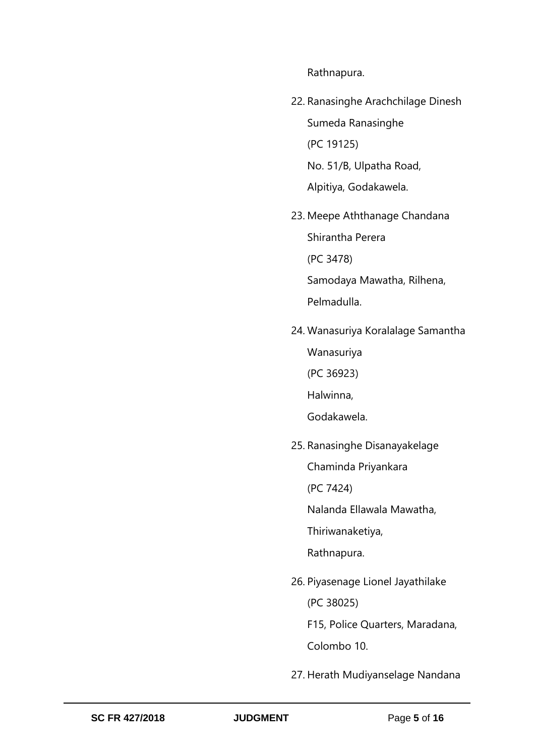Rathnapura.

22. Ranasinghe Arachchilage Dinesh Sumeda Ranasinghe
    (PC 19125)
    No. 51/B, Ulpatha Road,
    Alpitiya, Godakawela.

23. Meepe Aththanage Chandana Shirantha Perera
    (PC 3478)
    Samodaya Mawatha, Rilhena,
    Pelmadulla.

24. Wanasuriya Koralalage Samantha Wanasuriya
    (PC 36923)
    Halwinna,
    Godakawela.

25. Ranasinghe Disanayakelage Chaminda Priyankara
    (PC 7424)
    Nalanda Ellawala Mawatha,
    Thiriwanaketiya,
    Rathnapura.

26. Piyasenage Lionel Jayathilake
    (PC 38025)
    F15, Police Quarters, Maradana,
    Colombo 10.

27. Herath Mudiyanselage Nandana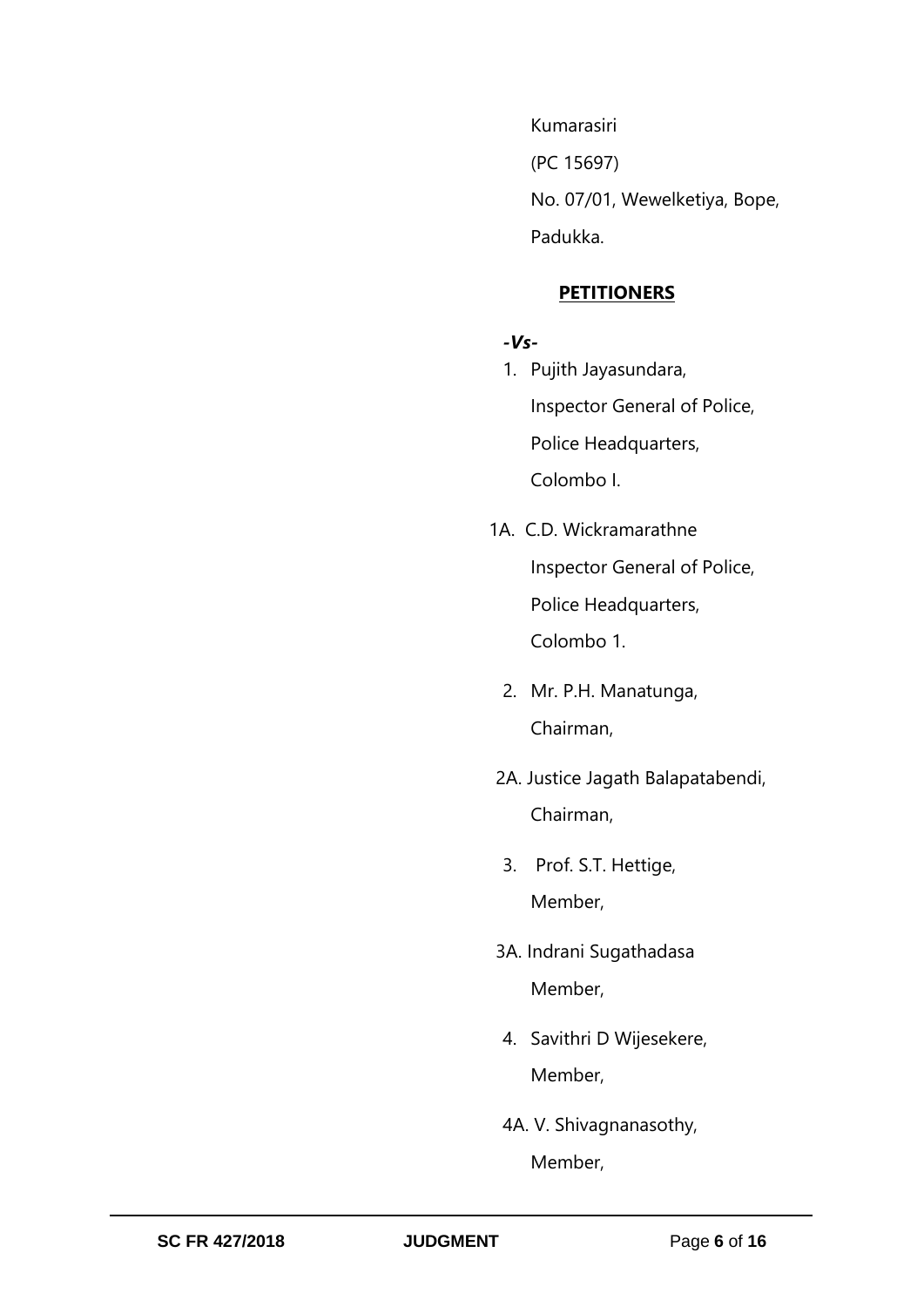Kumarasiri

(PC 15697)

No. 07/01, Wewelketiya, Bope,

Padukka.

**PETITIONERS**

***-Vs-***

1. Pujith Jayasundara,

   Inspector General of Police,

   Police Headquarters,

   Colombo I.

1A. C.D. Wickramarathne

   Inspector General of Police,

   Police Headquarters,

   Colombo 1.

2. Mr. P.H. Manatunga,

   Chairman,

2A. Justice Jagath Balapatabendi,

   Chairman,

3. Prof. S.T. Hettige,

   Member,

3A. Indrani Sugathadasa

   Member,

4. Savithri D Wijesekere,

   Member,

4A. V. Shivagnanasothy,

   Member,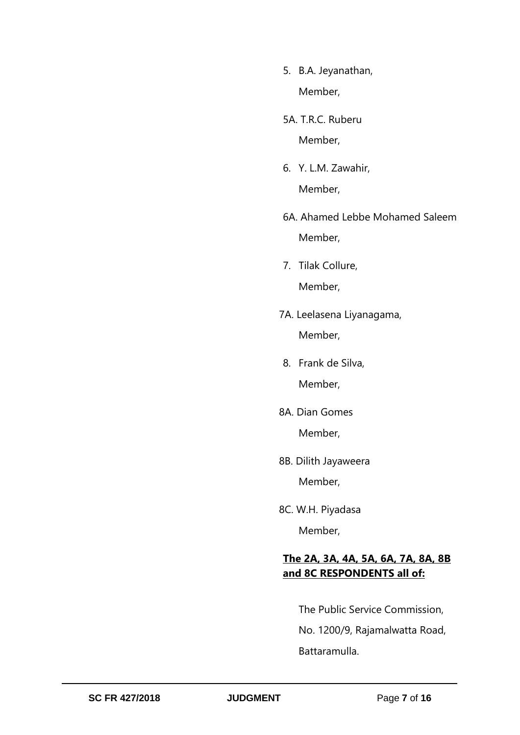5. B.A. Jeyanathan,

   Member,

5A. T.R.C. Ruberu

   Member,

6. Y. L.M. Zawahir,

   Member,

6A. Ahamed Lebbe Mohamed Saleem

   Member,

7. Tilak Collure,

   Member,

7A. Leelasena Liyanagama,

   Member,

8. Frank de Silva,

   Member,

8A. Dian Gomes

   Member,

8B. Dilith Jayaweera

   Member,

8C. W.H. Piyadasa

   Member,

**<u>The 2A, 3A, 4A, 5A, 6A, 7A, 8A, 8B and 8C RESPONDENTS all of:</u>**

The Public Service Commission,

No. 1200/9, Rajamalwatta Road,

Battaramulla.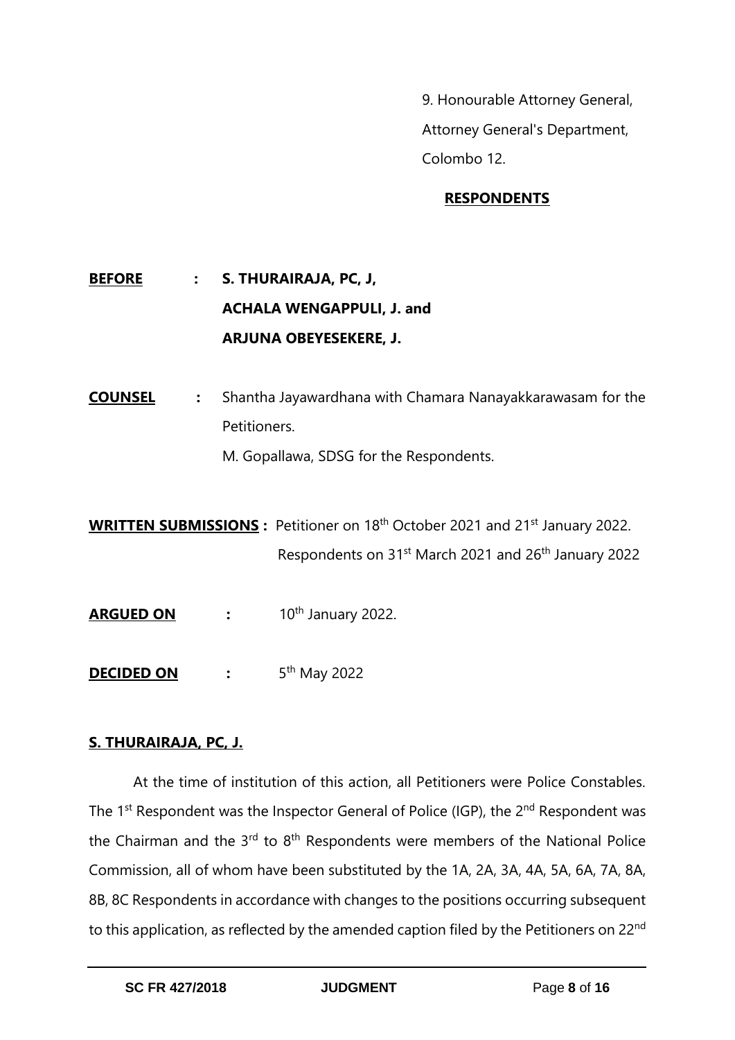9. Honourable Attorney General,

Attorney General's Department,

Colombo 12.

**RESPONDENTS**

**BEFORE** : **S. THURAIRAJA, PC, J,**
**ACHALA WENGAPPULI, J. and**
**ARJUNA OBEYESEKERE, J.**

**COUNSEL** : Shantha Jayawardhana with Chamara Nanayakkarawasam for the Petitioners.

M. Gopallawa, SDSG for the Respondents.

**WRITTEN SUBMISSIONS :** Petitioner on 18th October 2021 and 21st January 2022.
Respondents on 31st March 2021 and 26th January 2022

**ARGUED ON** : 10th January 2022.

**DECIDED ON** : 5th May 2022

**S. THURAIRAJA, PC, J.**

At the time of institution of this action, all Petitioners were Police Constables. The 1st Respondent was the Inspector General of Police (IGP), the 2nd Respondent was the Chairman and the 3rd to 8th Respondents were members of the National Police Commission, all of whom have been substituted by the 1A, 2A, 3A, 4A, 5A, 6A, 7A, 8A, 8B, 8C Respondents in accordance with changes to the positions occurring subsequent to this application, as reflected by the amended caption filed by the Petitioners on 22nd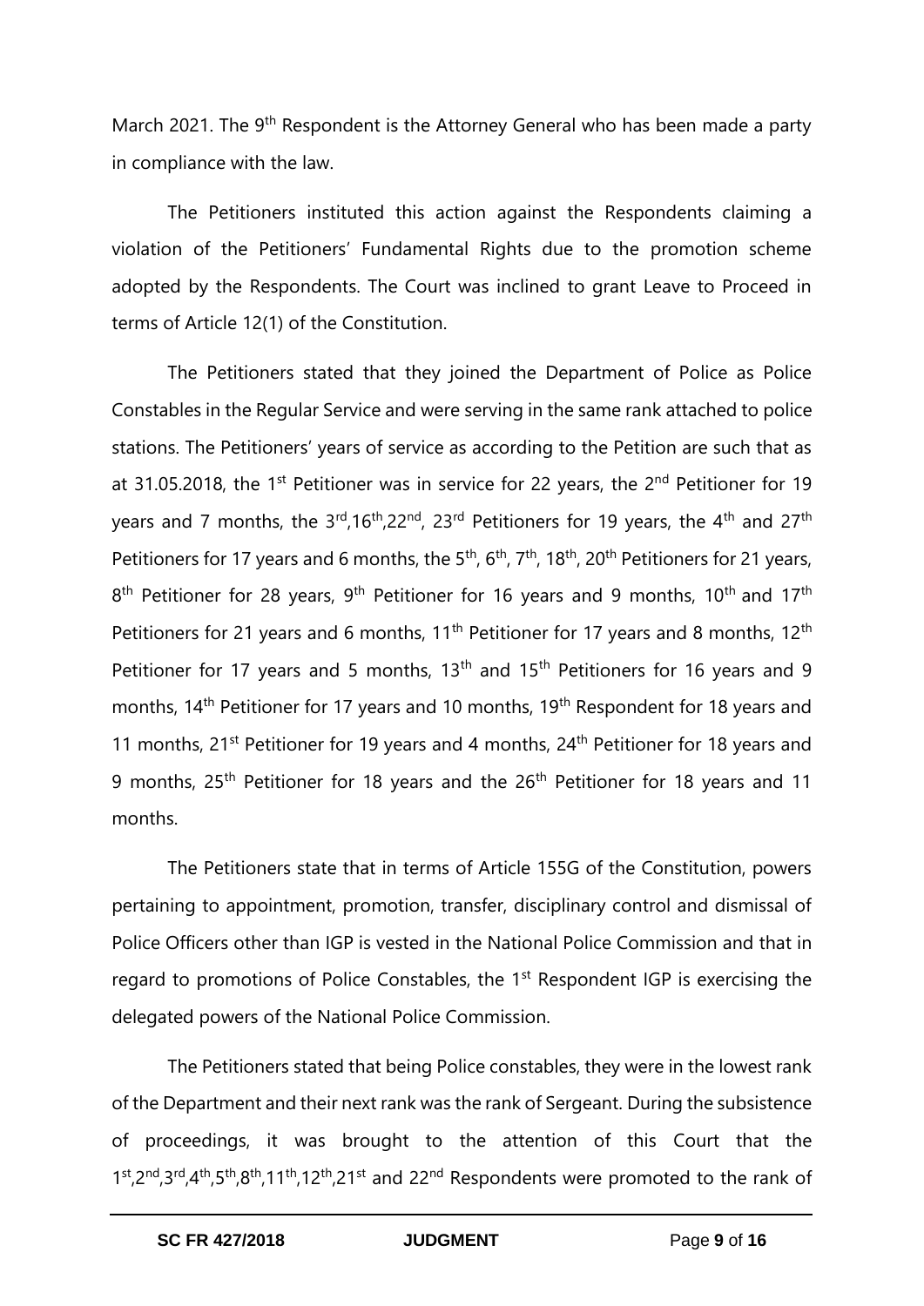March 2021. The 9th Respondent is the Attorney General who has been made a party in compliance with the law.

The Petitioners instituted this action against the Respondents claiming a violation of the Petitioners' Fundamental Rights due to the promotion scheme adopted by the Respondents. The Court was inclined to grant Leave to Proceed in terms of Article 12(1) of the Constitution.

The Petitioners stated that they joined the Department of Police as Police Constables in the Regular Service and were serving in the same rank attached to police stations. The Petitioners' years of service as according to the Petition are such that as at 31.05.2018, the 1st Petitioner was in service for 22 years, the 2nd Petitioner for 19 years and 7 months, the 3rd,16th,22nd, 23rd Petitioners for 19 years, the 4th and 27th Petitioners for 17 years and 6 months, the 5th, 6th, 7th, 18th, 20th Petitioners for 21 years, 8th Petitioner for 28 years, 9th Petitioner for 16 years and 9 months, 10th and 17th Petitioners for 21 years and 6 months, 11th Petitioner for 17 years and 8 months, 12th Petitioner for 17 years and 5 months, 13th and 15th Petitioners for 16 years and 9 months, 14th Petitioner for 17 years and 10 months, 19th Respondent for 18 years and 11 months, 21st Petitioner for 19 years and 4 months, 24th Petitioner for 18 years and 9 months, 25th Petitioner for 18 years and the 26th Petitioner for 18 years and 11 months.

The Petitioners state that in terms of Article 155G of the Constitution, powers pertaining to appointment, promotion, transfer, disciplinary control and dismissal of Police Officers other than IGP is vested in the National Police Commission and that in regard to promotions of Police Constables, the 1st Respondent IGP is exercising the delegated powers of the National Police Commission.

The Petitioners stated that being Police constables, they were in the lowest rank of the Department and their next rank was the rank of Sergeant. During the subsistence of proceedings, it was brought to the attention of this Court that the 1st,2nd,3rd,4th,5th,8th,11th,12th,21st and 22nd Respondents were promoted to the rank of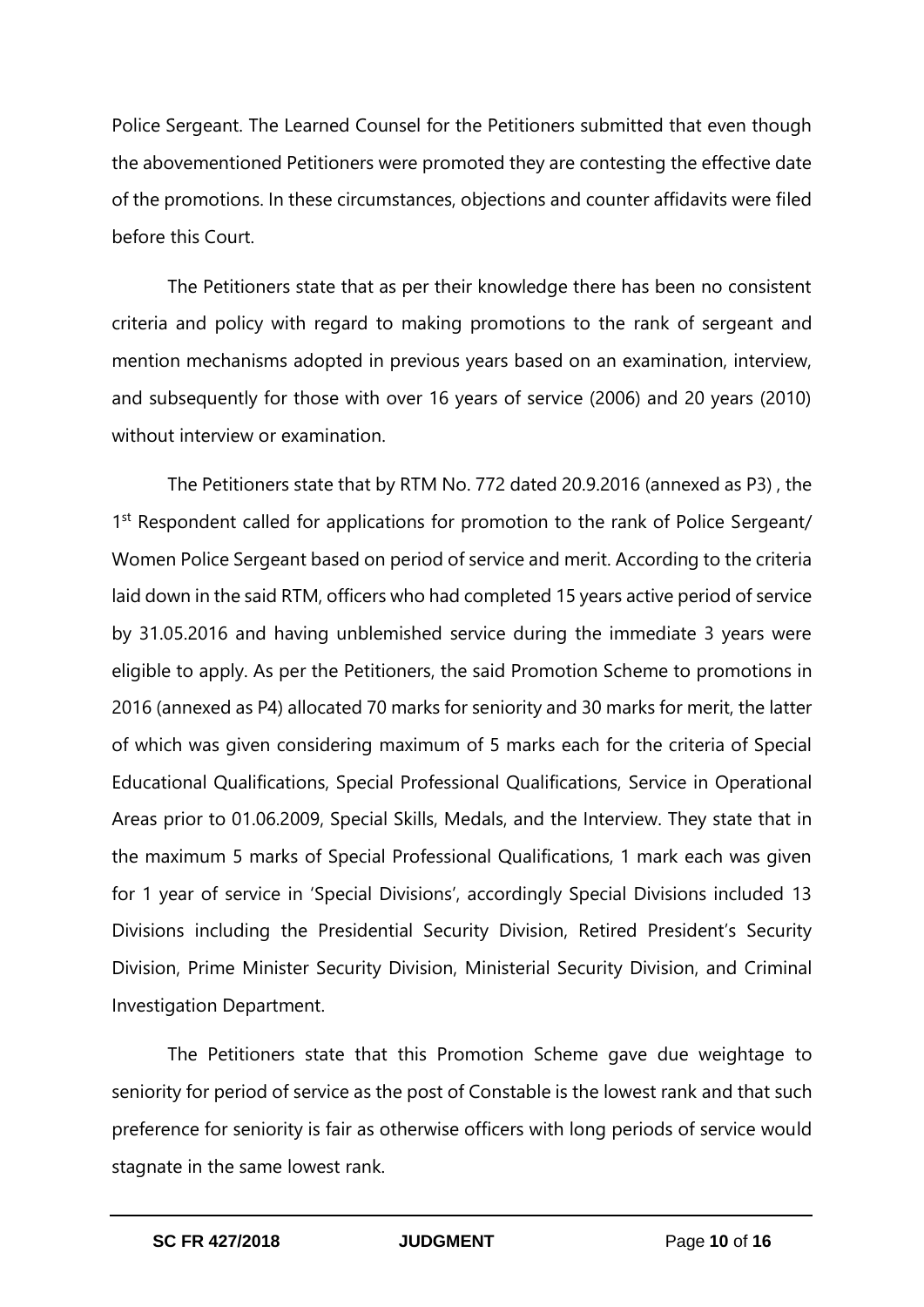Police Sergeant. The Learned Counsel for the Petitioners submitted that even though the abovementioned Petitioners were promoted they are contesting the effective date of the promotions. In these circumstances, objections and counter affidavits were filed before this Court.

The Petitioners state that as per their knowledge there has been no consistent criteria and policy with regard to making promotions to the rank of sergeant and mention mechanisms adopted in previous years based on an examination, interview, and subsequently for those with over 16 years of service (2006) and 20 years (2010) without interview or examination.

The Petitioners state that by RTM No. 772 dated 20.9.2016 (annexed as P3) , the 1st Respondent called for applications for promotion to the rank of Police Sergeant/ Women Police Sergeant based on period of service and merit. According to the criteria laid down in the said RTM, officers who had completed 15 years active period of service by 31.05.2016 and having unblemished service during the immediate 3 years were eligible to apply. As per the Petitioners, the said Promotion Scheme to promotions in 2016 (annexed as P4) allocated 70 marks for seniority and 30 marks for merit, the latter of which was given considering maximum of 5 marks each for the criteria of Special Educational Qualifications, Special Professional Qualifications, Service in Operational Areas prior to 01.06.2009, Special Skills, Medals, and the Interview. They state that in the maximum 5 marks of Special Professional Qualifications, 1 mark each was given for 1 year of service in 'Special Divisions', accordingly Special Divisions included 13 Divisions including the Presidential Security Division, Retired President's Security Division, Prime Minister Security Division, Ministerial Security Division, and Criminal Investigation Department.

The Petitioners state that this Promotion Scheme gave due weightage to seniority for period of service as the post of Constable is the lowest rank and that such preference for seniority is fair as otherwise officers with long periods of service would stagnate in the same lowest rank.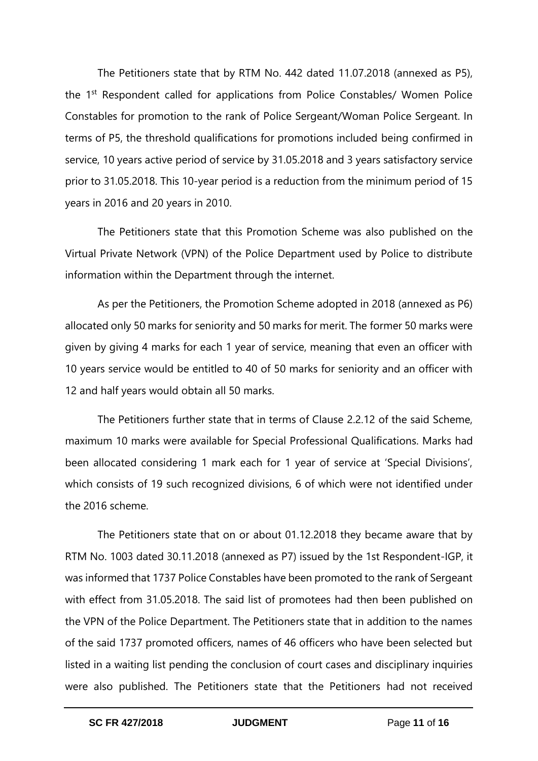The Petitioners state that by RTM No. 442 dated 11.07.2018 (annexed as P5), the 1[st] Respondent called for applications from Police Constables/ Women Police Constables for promotion to the rank of Police Sergeant/Woman Police Sergeant. In terms of P5, the threshold qualifications for promotions included being confirmed in service, 10 years active period of service by 31.05.2018 and 3 years satisfactory service prior to 31.05.2018. This 10-year period is a reduction from the minimum period of 15 years in 2016 and 20 years in 2010.

The Petitioners state that this Promotion Scheme was also published on the Virtual Private Network (VPN) of the Police Department used by Police to distribute information within the Department through the internet.

As per the Petitioners, the Promotion Scheme adopted in 2018 (annexed as P6) allocated only 50 marks for seniority and 50 marks for merit. The former 50 marks were given by giving 4 marks for each 1 year of service, meaning that even an officer with 10 years service would be entitled to 40 of 50 marks for seniority and an officer with 12 and half years would obtain all 50 marks.

The Petitioners further state that in terms of Clause 2.2.12 of the said Scheme, maximum 10 marks were available for Special Professional Qualifications. Marks had been allocated considering 1 mark each for 1 year of service at 'Special Divisions', which consists of 19 such recognized divisions, 6 of which were not identified under the 2016 scheme.

The Petitioners state that on or about 01.12.2018 they became aware that by RTM No. 1003 dated 30.11.2018 (annexed as P7) issued by the 1st Respondent-IGP, it was informed that 1737 Police Constables have been promoted to the rank of Sergeant with effect from 31.05.2018. The said list of promotees had then been published on the VPN of the Police Department. The Petitioners state that in addition to the names of the said 1737 promoted officers, names of 46 officers who have been selected but listed in a waiting list pending the conclusion of court cases and disciplinary inquiries were also published. The Petitioners state that the Petitioners had not received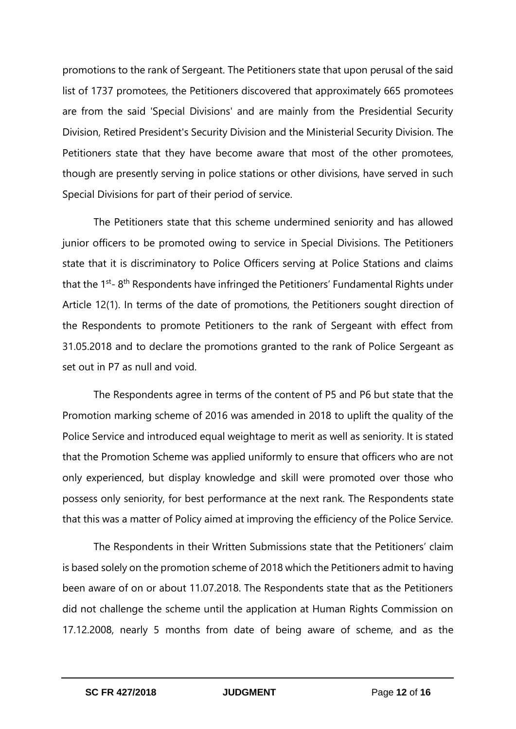promotions to the rank of Sergeant. The Petitioners state that upon perusal of the said list of 1737 promotees, the Petitioners discovered that approximately 665 promotees are from the said 'Special Divisions' and are mainly from the Presidential Security Division, Retired President's Security Division and the Ministerial Security Division. The Petitioners state that they have become aware that most of the other promotees, though are presently serving in police stations or other divisions, have served in such Special Divisions for part of their period of service.

The Petitioners state that this scheme undermined seniority and has allowed junior officers to be promoted owing to service in Special Divisions. The Petitioners state that it is discriminatory to Police Officers serving at Police Stations and claims that the 1st- 8th Respondents have infringed the Petitioners' Fundamental Rights under Article 12(1). In terms of the date of promotions, the Petitioners sought direction of the Respondents to promote Petitioners to the rank of Sergeant with effect from 31.05.2018 and to declare the promotions granted to the rank of Police Sergeant as set out in P7 as null and void.

The Respondents agree in terms of the content of P5 and P6 but state that the Promotion marking scheme of 2016 was amended in 2018 to uplift the quality of the Police Service and introduced equal weightage to merit as well as seniority. It is stated that the Promotion Scheme was applied uniformly to ensure that officers who are not only experienced, but display knowledge and skill were promoted over those who possess only seniority, for best performance at the next rank. The Respondents state that this was a matter of Policy aimed at improving the efficiency of the Police Service.

The Respondents in their Written Submissions state that the Petitioners' claim is based solely on the promotion scheme of 2018 which the Petitioners admit to having been aware of on or about 11.07.2018. The Respondents state that as the Petitioners did not challenge the scheme until the application at Human Rights Commission on 17.12.2008, nearly 5 months from date of being aware of scheme, and as the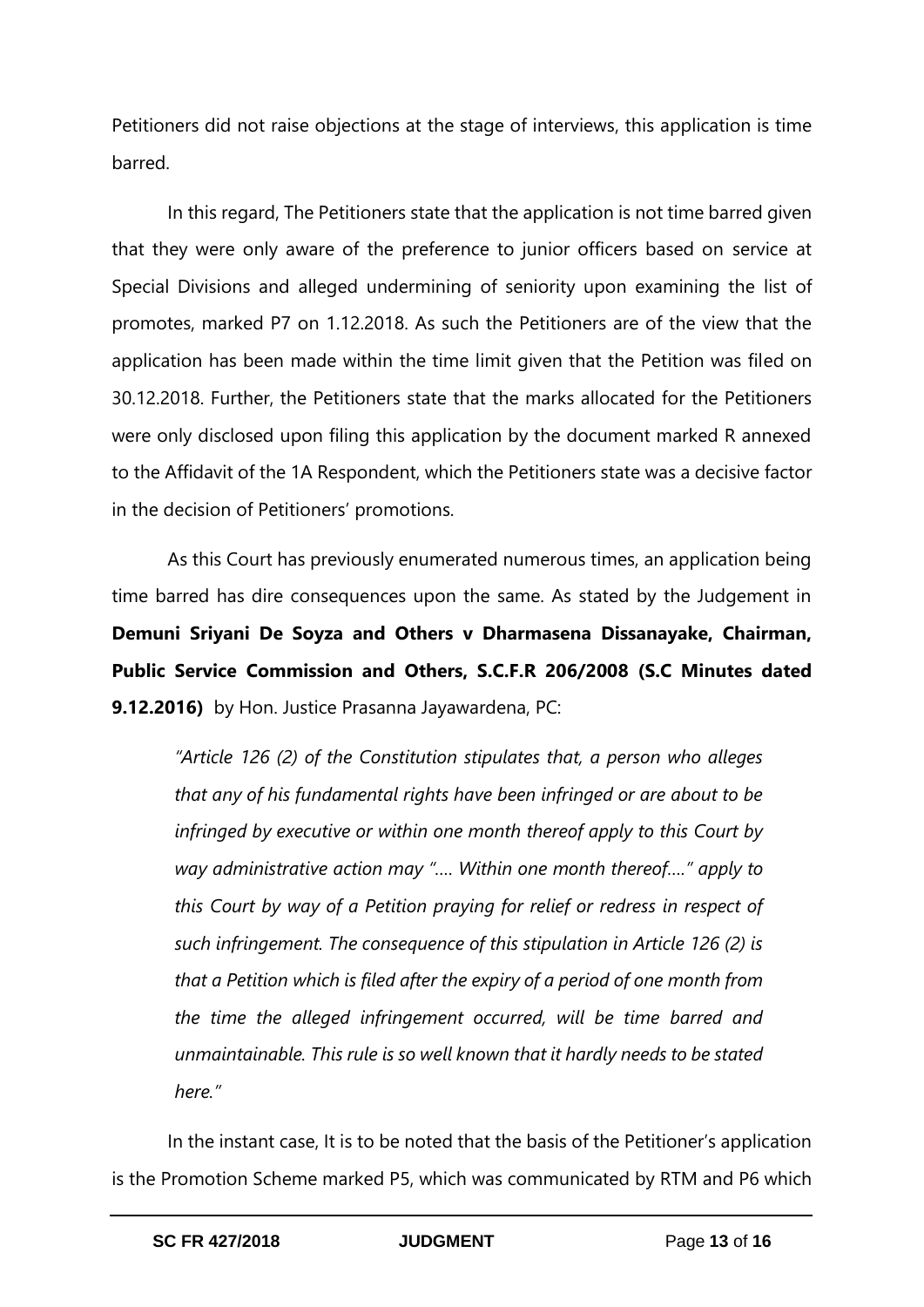Petitioners did not raise objections at the stage of interviews, this application is time barred.

In this regard, The Petitioners state that the application is not time barred given that they were only aware of the preference to junior officers based on service at Special Divisions and alleged undermining of seniority upon examining the list of promotes, marked P7 on 1.12.2018. As such the Petitioners are of the view that the application has been made within the time limit given that the Petition was filed on 30.12.2018. Further, the Petitioners state that the marks allocated for the Petitioners were only disclosed upon filing this application by the document marked R annexed to the Affidavit of the 1A Respondent, which the Petitioners state was a decisive factor in the decision of Petitioners' promotions.

As this Court has previously enumerated numerous times, an application being time barred has dire consequences upon the same. As stated by the Judgement in **Demuni Sriyani De Soyza and Others v Dharmasena Dissanayake, Chairman, Public Service Commission and Others, S.C.F.R 206/2008 (S.C Minutes dated 9.12.2016)** by Hon. Justice Prasanna Jayawardena, PC:

> *"Article 126 (2) of the Constitution stipulates that, a person who alleges that any of his fundamental rights have been infringed or are about to be infringed by executive or within one month thereof apply to this Court by way administrative action may "…. Within one month thereof…." apply to this Court by way of a Petition praying for relief or redress in respect of such infringement. The consequence of this stipulation in Article 126 (2) is that a Petition which is filed after the expiry of a period of one month from the time the alleged infringement occurred, will be time barred and unmaintainable. This rule is so well known that it hardly needs to be stated here."*

In the instant case, It is to be noted that the basis of the Petitioner's application is the Promotion Scheme marked P5, which was communicated by RTM and P6 which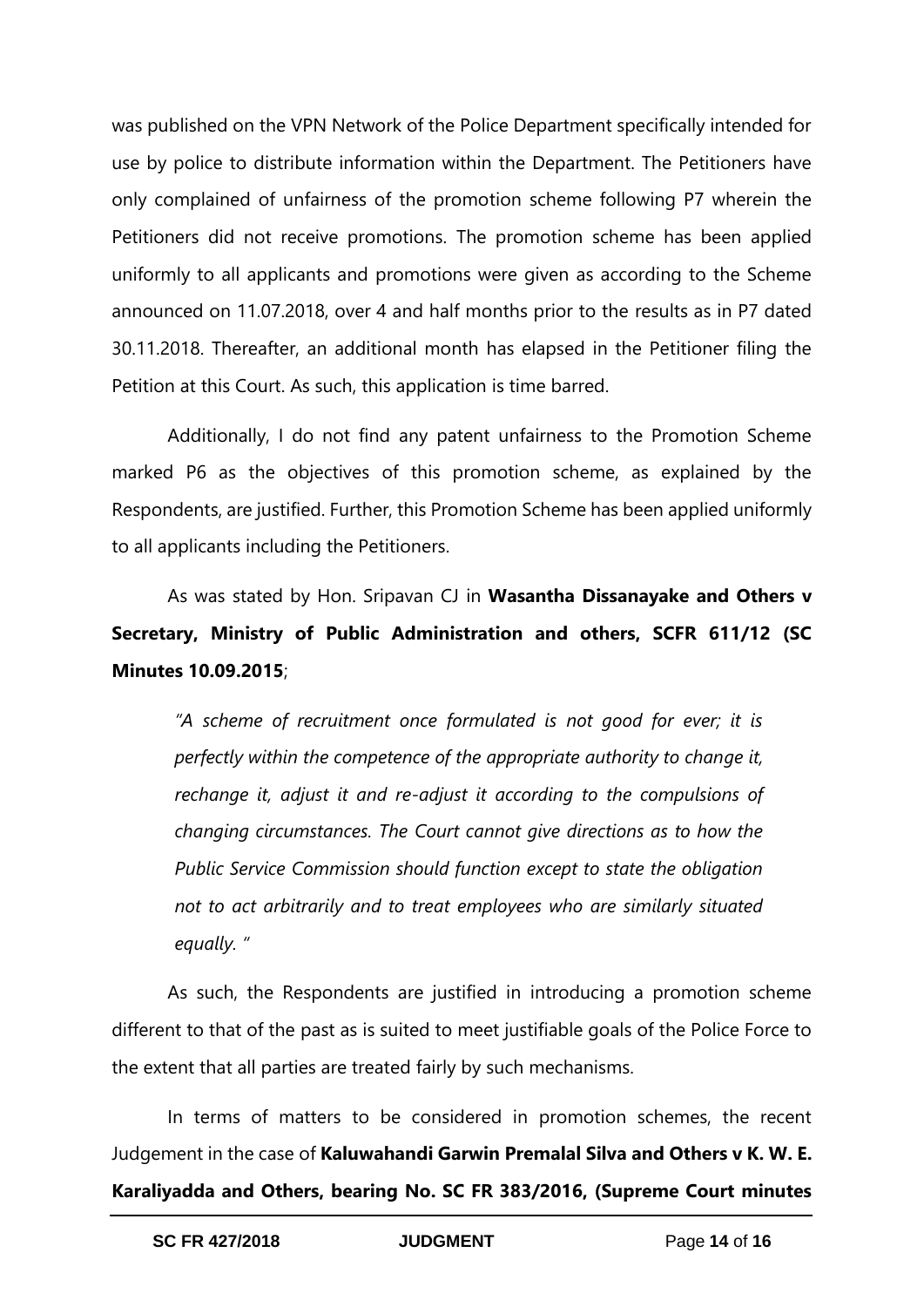was published on the VPN Network of the Police Department specifically intended for use by police to distribute information within the Department. The Petitioners have only complained of unfairness of the promotion scheme following P7 wherein the Petitioners did not receive promotions. The promotion scheme has been applied uniformly to all applicants and promotions were given as according to the Scheme announced on 11.07.2018, over 4 and half months prior to the results as in P7 dated 30.11.2018. Thereafter, an additional month has elapsed in the Petitioner filing the Petition at this Court. As such, this application is time barred.

Additionally, I do not find any patent unfairness to the Promotion Scheme marked P6 as the objectives of this promotion scheme, as explained by the Respondents, are justified. Further, this Promotion Scheme has been applied uniformly to all applicants including the Petitioners.

As was stated by Hon. Sripavan CJ in **Wasantha Dissanayake and Others v Secretary, Ministry of Public Administration and others, SCFR 611/12 (SC Minutes 10.09.2015**;

> *"A scheme of recruitment once formulated is not good for ever; it is perfectly within the competence of the appropriate authority to change it, rechange it, adjust it and re-adjust it according to the compulsions of changing circumstances. The Court cannot give directions as to how the Public Service Commission should function except to state the obligation not to act arbitrarily and to treat employees who are similarly situated equally. "*

As such, the Respondents are justified in introducing a promotion scheme different to that of the past as is suited to meet justifiable goals of the Police Force to the extent that all parties are treated fairly by such mechanisms.

In terms of matters to be considered in promotion schemes, the recent Judgement in the case of **Kaluwahandi Garwin Premalal Silva and Others v K. W. E. Karaliyadda and Others, bearing No. SC FR 383/2016, (Supreme Court minutes**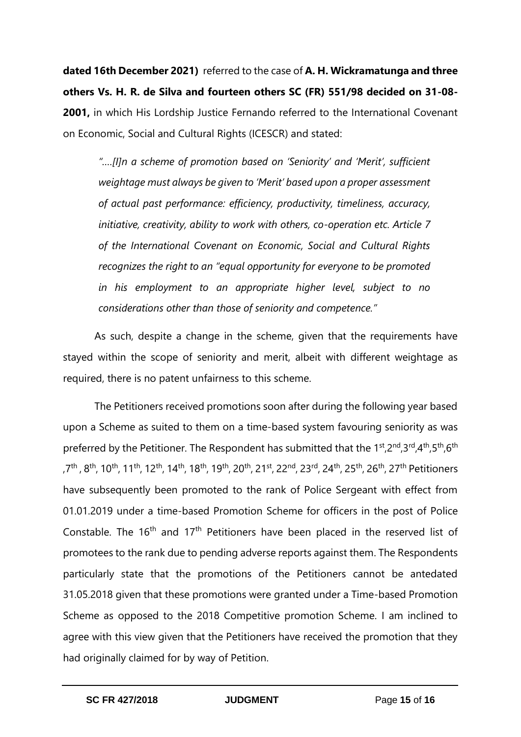**dated 16th December 2021)** referred to the case of **A. H. Wickramatunga and three others Vs. H. R. de Silva and fourteen others SC (FR) 551/98 decided on 31-08-2001,** in which His Lordship Justice Fernando referred to the International Covenant on Economic, Social and Cultural Rights (ICESCR) and stated:

> *"….[I]n a scheme of promotion based on 'Seniority' and 'Merit', sufficient weightage must always be given to 'Merit' based upon a proper assessment of actual past performance: efficiency, productivity, timeliness, accuracy, initiative, creativity, ability to work with others, co-operation etc. Article 7 of the International Covenant on Economic, Social and Cultural Rights recognizes the right to an "equal opportunity for everyone to be promoted in his employment to an appropriate higher level, subject to no considerations other than those of seniority and competence."*

As such, despite a change in the scheme, given that the requirements have stayed within the scope of seniority and merit, albeit with different weightage as required, there is no patent unfairness to this scheme.

The Petitioners received promotions soon after during the following year based upon a Scheme as suited to them on a time-based system favouring seniority as was preferred by the Petitioner. The Respondent has submitted that the 1st,2nd,3rd,4th,5th,6th,7th, 8th, 10th, 11th, 12th, 14th, 18th, 19th, 20th, 21st, 22nd, 23rd, 24th, 25th, 26th, 27th Petitioners have subsequently been promoted to the rank of Police Sergeant with effect from 01.01.2019 under a time-based Promotion Scheme for officers in the post of Police Constable. The 16th and 17th Petitioners have been placed in the reserved list of promotees to the rank due to pending adverse reports against them. The Respondents particularly state that the promotions of the Petitioners cannot be antedated 31.05.2018 given that these promotions were granted under a Time-based Promotion Scheme as opposed to the 2018 Competitive promotion Scheme. I am inclined to agree with this view given that the Petitioners have received the promotion that they had originally claimed for by way of Petition.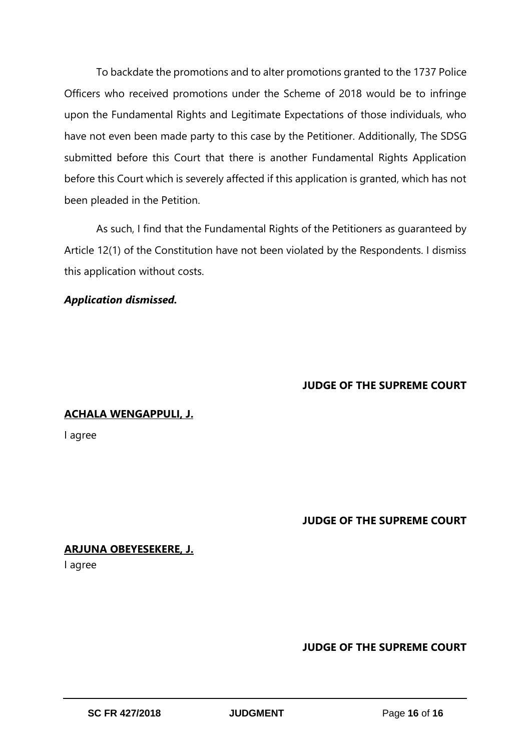To backdate the promotions and to alter promotions granted to the 1737 Police Officers who received promotions under the Scheme of 2018 would be to infringe upon the Fundamental Rights and Legitimate Expectations of those individuals, who have not even been made party to this case by the Petitioner. Additionally, The SDSG submitted before this Court that there is another Fundamental Rights Application before this Court which is severely affected if this application is granted, which has not been pleaded in the Petition.

As such, I find that the Fundamental Rights of the Petitioners as guaranteed by Article 12(1) of the Constitution have not been violated by the Respondents. I dismiss this application without costs.

***Application dismissed.***

**JUDGE OF THE SUPREME COURT**

**ACHALA WENGAPPULI, J.**

I agree

**JUDGE OF THE SUPREME COURT**

**ARJUNA OBEYESEKERE, J.**

I agree

**JUDGE OF THE SUPREME COURT**